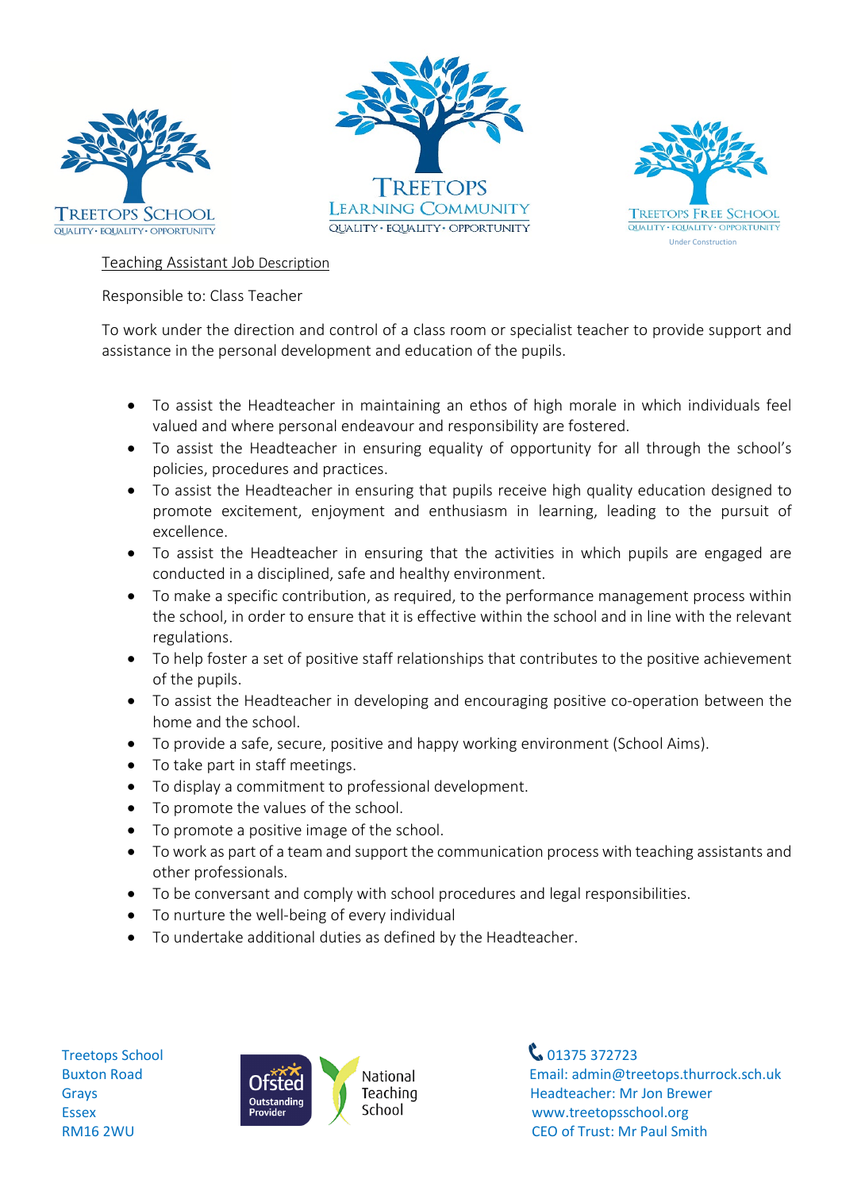Treetops School
QUALITY · EQUALITY · OPPORTUNITY

Treetops Learning Community
QUALITY · EQUALITY · OPPORTUNITY

Treetops Free School
QUALITY · EQUALITY · OPPORTUNITY
Under Construction

## Teaching Assistant Job Description

Responsible to: Class Teacher

To work under the direction and control of a class room or specialist teacher to provide support and assistance in the personal development and education of the pupils.

- To assist the Headteacher in maintaining an ethos of high morale in which individuals feel valued and where personal endeavour and responsibility are fostered.
- To assist the Headteacher in ensuring equality of opportunity for all through the school's policies, procedures and practices.
- To assist the Headteacher in ensuring that pupils receive high quality education designed to promote excitement, enjoyment and enthusiasm in learning, leading to the pursuit of excellence.
- To assist the Headteacher in ensuring that the activities in which pupils are engaged are conducted in a disciplined, safe and healthy environment.
- To make a specific contribution, as required, to the performance management process within the school, in order to ensure that it is effective within the school and in line with the relevant regulations.
- To help foster a set of positive staff relationships that contributes to the positive achievement of the pupils.
- To assist the Headteacher in developing and encouraging positive co-operation between the home and the school.
- To provide a safe, secure, positive and happy working environment (School Aims).
- To take part in staff meetings.
- To display a commitment to professional development.
- To promote the values of the school.
- To promote a positive image of the school.
- To work as part of a team and support the communication process with teaching assistants and other professionals.
- To be conversant and comply with school procedures and legal responsibilities.
- To nurture the well-being of every individual
- To undertake additional duties as defined by the Headteacher.

Treetops School
Buxton Road
Grays
Essex
RM16 2WU

Ofsted Outstanding Provider
National Teaching School

01375 372723
Email: admin@treetops.thurrock.sch.uk
Headteacher: Mr Jon Brewer
www.treetopsschool.org
CEO of Trust: Mr Paul Smith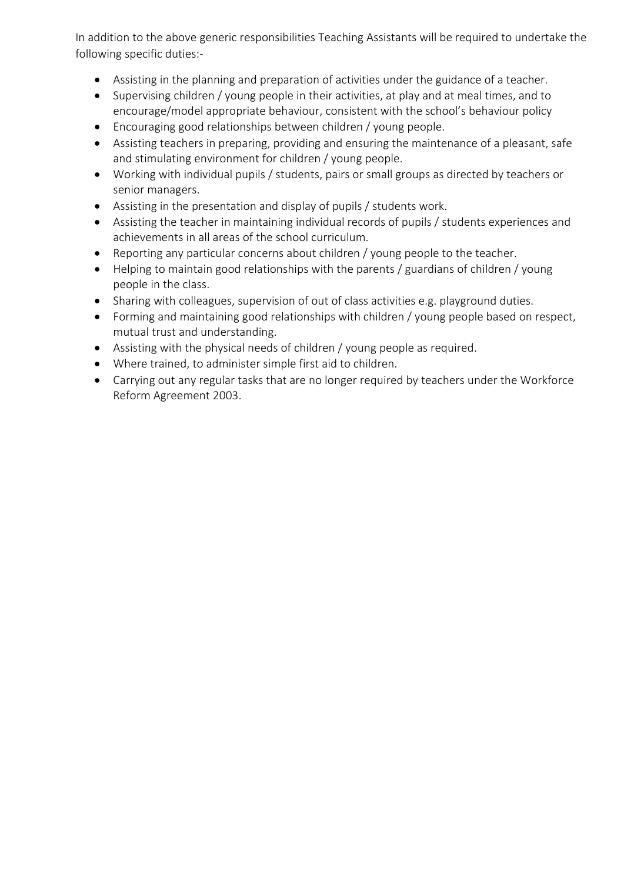In addition to the above generic responsibilities Teaching Assistants will be required to undertake the following specific duties:-

- Assisting in the planning and preparation of activities under the guidance of a teacher.
- Supervising children / young people in their activities, at play and at meal times, and to encourage/model appropriate behaviour, consistent with the school's behaviour policy
- Encouraging good relationships between children / young people.
- Assisting teachers in preparing, providing and ensuring the maintenance of a pleasant, safe and stimulating environment for children / young people.
- Working with individual pupils / students, pairs or small groups as directed by teachers or senior managers.
- Assisting in the presentation and display of pupils / students work.
- Assisting the teacher in maintaining individual records of pupils / students experiences and achievements in all areas of the school curriculum.
- Reporting any particular concerns about children / young people to the teacher.
- Helping to maintain good relationships with the parents / guardians of children / young people in the class.
- Sharing with colleagues, supervision of out of class activities e.g. playground duties.
- Forming and maintaining good relationships with children / young people based on respect, mutual trust and understanding.
- Assisting with the physical needs of children / young people as required.
- Where trained, to administer simple first aid to children.
- Carrying out any regular tasks that are no longer required by teachers under the Workforce Reform Agreement 2003.